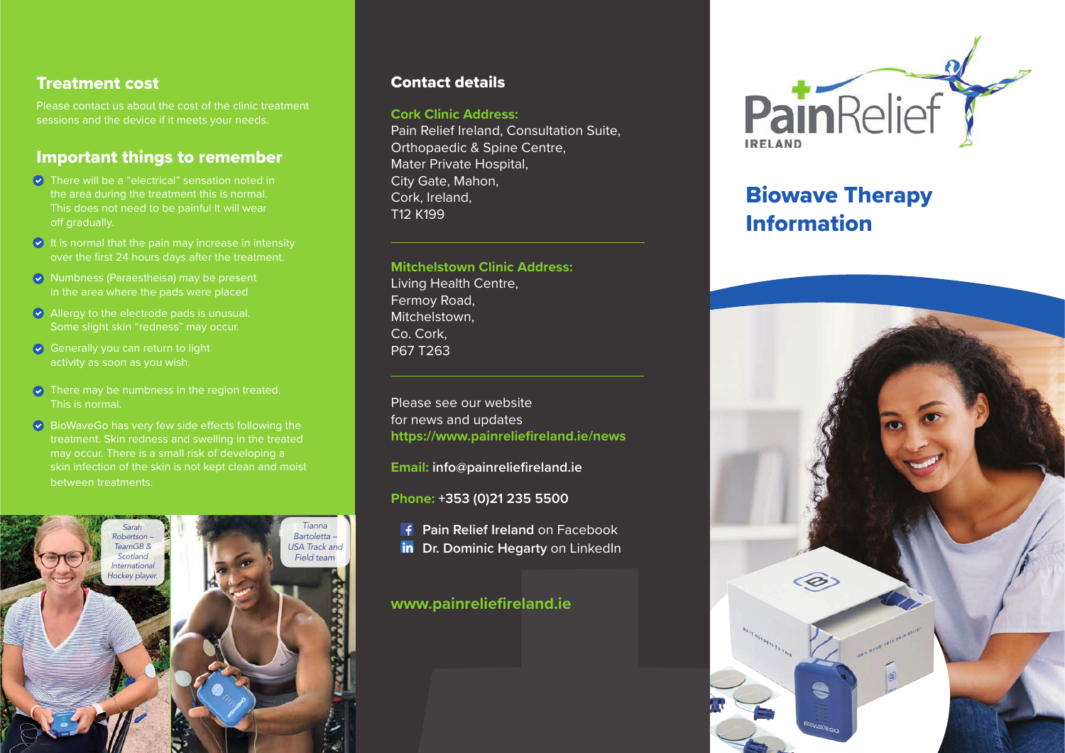## Treatment cost

Please contact us about the cost of the clinic treatment sessions and the device if it meets your needs.

## Important things to remember

- There will be a "electrical" sensation noted in the area during the treatment this is normal. This does not need to be painful It will wear off gradually.
- It is normal that the pain may increase in intensity over the first 24 hours days after the treatment.
- Numbness (Paraestheisa) may be present in the area where the pads were placed
- Allergy to the electrode pads is unusual. Some slight skin "redness" may occur.
- Generally you can return to light activity as soon as you wish.
- There may be numbness in the region treated. This is normal.
- BioWaveGo has very few side effects following the treatment. Skin redness and swelling in the treated may occur. There is a small risk of developing a skin infection of the skin is not kept clean and moist between treatments.

*Sarah Robertson – TeamGB & Scotland International Hockey player.*

*Tianna Bartoletta – USA Track and Field team*

## Contact details

**Cork Clinic Address:**
Pain Relief Ireland, Consultation Suite,
Orthopaedic & Spine Centre,
Mater Private Hospital,
City Gate, Mahon,
Cork, Ireland,
T12 K199

**Mitchelstown Clinic Address:**
Living Health Centre,
Fermoy Road,
Mitchelstown,
Co. Cork,
P67 T263

Please see our website for news and updates
**https://www.painreliefireland.ie/news**

**Email:** info@painreliefireland.ie

**Phone:** +353 (0)21 235 5500

**Pain Relief Ireland** on Facebook
**Dr. Dominic Hegarty** on LinkedIn

**www.painreliefireland.ie**

PainRelief IRELAND

# Biowave Therapy Information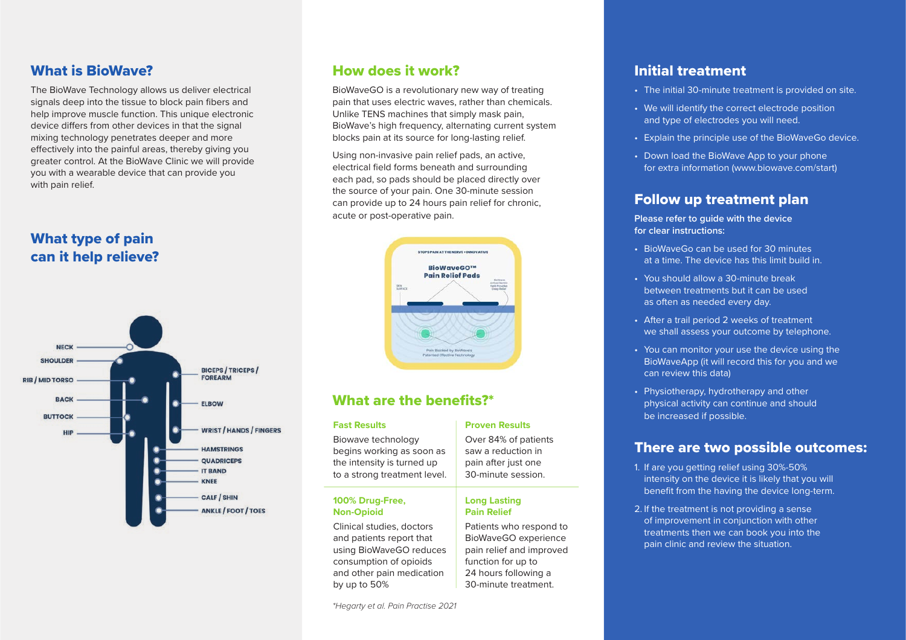## What is BioWave?

The BioWave Technology allows us deliver electrical signals deep into the tissue to block pain fibers and help improve muscle function. This unique electronic device differs from other devices in that the signal mixing technology penetrates deeper and more effectively into the painful areas, thereby giving you greater control. At the BioWave Clinic we will provide you with a wearable device that can provide you with pain relief.

## What type of pain can it help relieve?

NECK
SHOULDER
RIB / MID TORSO
BACK
BUTTOCK
HIP
BICEPS / TRICEPS / FOREARM
ELBOW
WRIST / HANDS / FINGERS
HAMSTRINGS
QUADRICEPS
IT BAND
KNEE
CALF / SHIN
ANKLE / FOOT / TOES

## How does it work?

BioWaveGO is a revolutionary new way of treating pain that uses electric waves, rather than chemicals. Unlike TENS machines that simply mask pain, BioWave's high frequency, alternating current system blocks pain at its source for long-lasting relief.

Using non-invasive pain relief pads, an active, electrical field forms beneath and surrounding each pad, so pads should be placed directly over the source of your pain. One 30-minute session can provide up to 24 hours pain relief for chronic, acute or post-operative pain.

STOPS PAIN AT THE NERVE • INNOVATIVE
BioWaveGO™
Pain Relief Pads
SKIN SURFACE
BioWave Active Electric Field Provides Deep Relief
Pain Blocked by BioWave's Patented Effective Technology

## What are the benefits?*

**Fast Results**

Biowave technology begins working as soon as the intensity is turned up to a strong treatment level.

**Proven Results**

Over 84% of patients saw a reduction in pain after just one 30-minute session.

**100% Drug-Free, Non-Opioid**

Clinical studies, doctors and patients report that using BioWaveGO reduces consumption of opioids and other pain medication by up to 50%

**Long Lasting Pain Relief**

Patients who respond to BioWaveGO experience pain relief and improved function for up to 24 hours following a 30-minute treatment.

*\*Hegarty et al. Pain Practise 2021*

## Initial treatment

- The initial 30-minute treatment is provided on site.
- We will identify the correct electrode position and type of electrodes you will need.
- Explain the principle use of the BioWaveGo device.
- Down load the BioWave App to your phone for extra information (www.biowave.com/start)

## Follow up treatment plan

**Please refer to guide with the device for clear instructions:**

- BioWaveGo can be used for 30 minutes at a time. The device has this limit build in.
- You should allow a 30-minute break between treatments but it can be used as often as needed every day.
- After a trail period 2 weeks of treatment we shall assess your outcome by telephone.
- You can monitor your use the device using the BioWaveApp (it will record this for you and we can review this data)
- Physiotherapy, hydrotherapy and other physical activity can continue and should be increased if possible.

## There are two possible outcomes:

1. If are you getting relief using 30%-50% intensity on the device it is likely that you will benefit from the having the device long-term.
2. If the treatment is not providing a sense of improvement in conjunction with other treatments then we can book you into the pain clinic and review the situation.